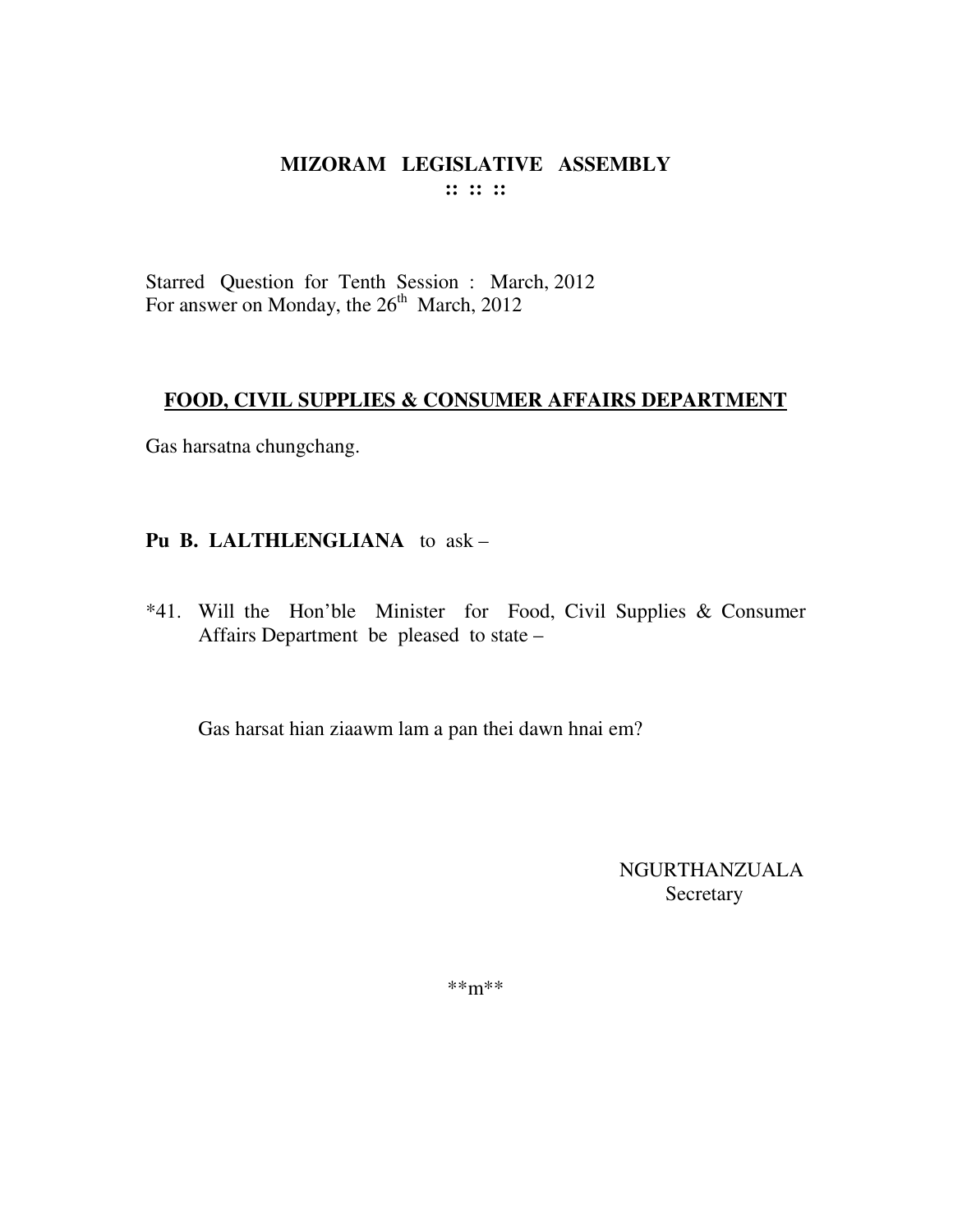# MIZORAM LEGISLATIVE ASSEMBLY

:: :: ::

Starred Question for Tenth Session : March, 2012
For answer on Monday, the 26th March, 2012

## FOOD, CIVIL SUPPLIES & CONSUMER AFFAIRS DEPARTMENT

Gas harsatna chungchang.

**Pu B. LALTHLENGLIANA** to ask –

*41. Will the Hon'ble Minister for Food, Civil Supplies & Consumer Affairs Department be pleased to state –

Gas harsat hian ziaawm lam a pan thei dawn hnai em?

NGURTHANZUALA
Secretary

**m**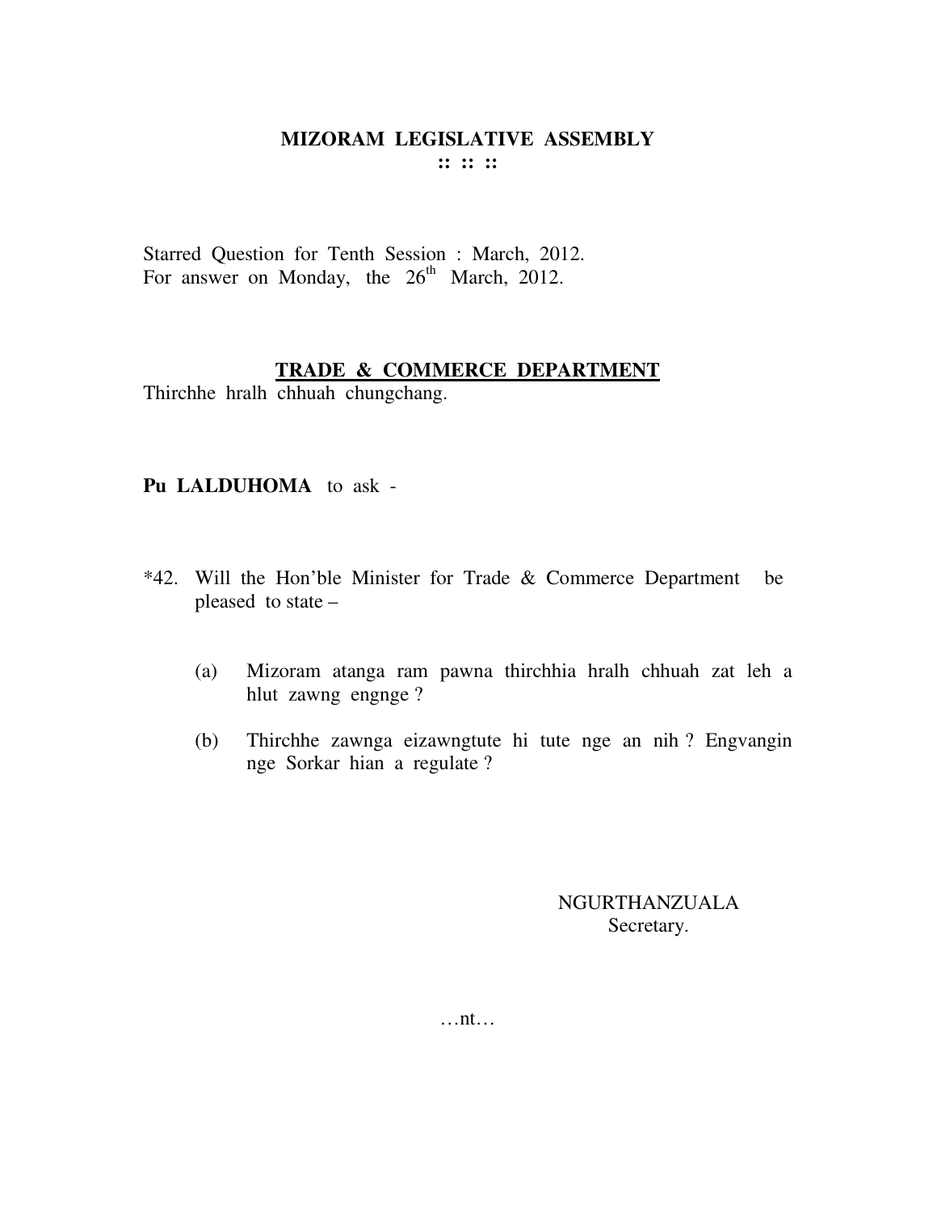# MIZORAM LEGISLATIVE ASSEMBLY

:: :: ::

Starred Question for Tenth Session : March, 2012.
For answer on Monday, the 26th March, 2012.

## TRADE & COMMERCE DEPARTMENT

Thirchhe hralh chhuah chungchang.

**Pu LALDUHOMA** to ask -

*42. Will the Hon'ble Minister for Trade & Commerce Department be pleased to state –

(a) Mizoram atanga ram pawna thirchhia hralh chhuah zat leh a hlut zawng engnge ?

(b) Thirchhe zawnga eizawngtute hi tute nge an nih ? Engvangin nge Sorkar hian a regulate ?

NGURTHANZUALA
Secretary.

…nt…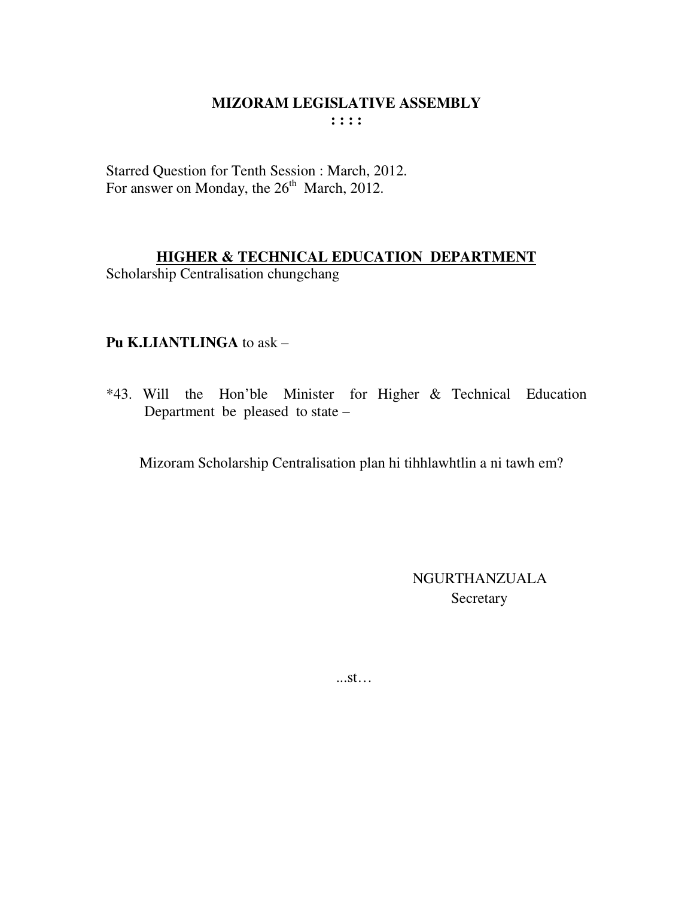# MIZORAM LEGISLATIVE ASSEMBLY

**: : : :**

Starred Question for Tenth Session : March, 2012.
For answer on Monday, the 26th March, 2012.

## HIGHER & TECHNICAL EDUCATION DEPARTMENT

Scholarship Centralisation chungchang

**Pu K.LIANTLINGA** to ask –

*43. Will the Hon'ble Minister for Higher & Technical Education Department be pleased to state –

Mizoram Scholarship Centralisation plan hi tihhlawhtlin a ni tawh em?

NGURTHANZUALA
Secretary

...st…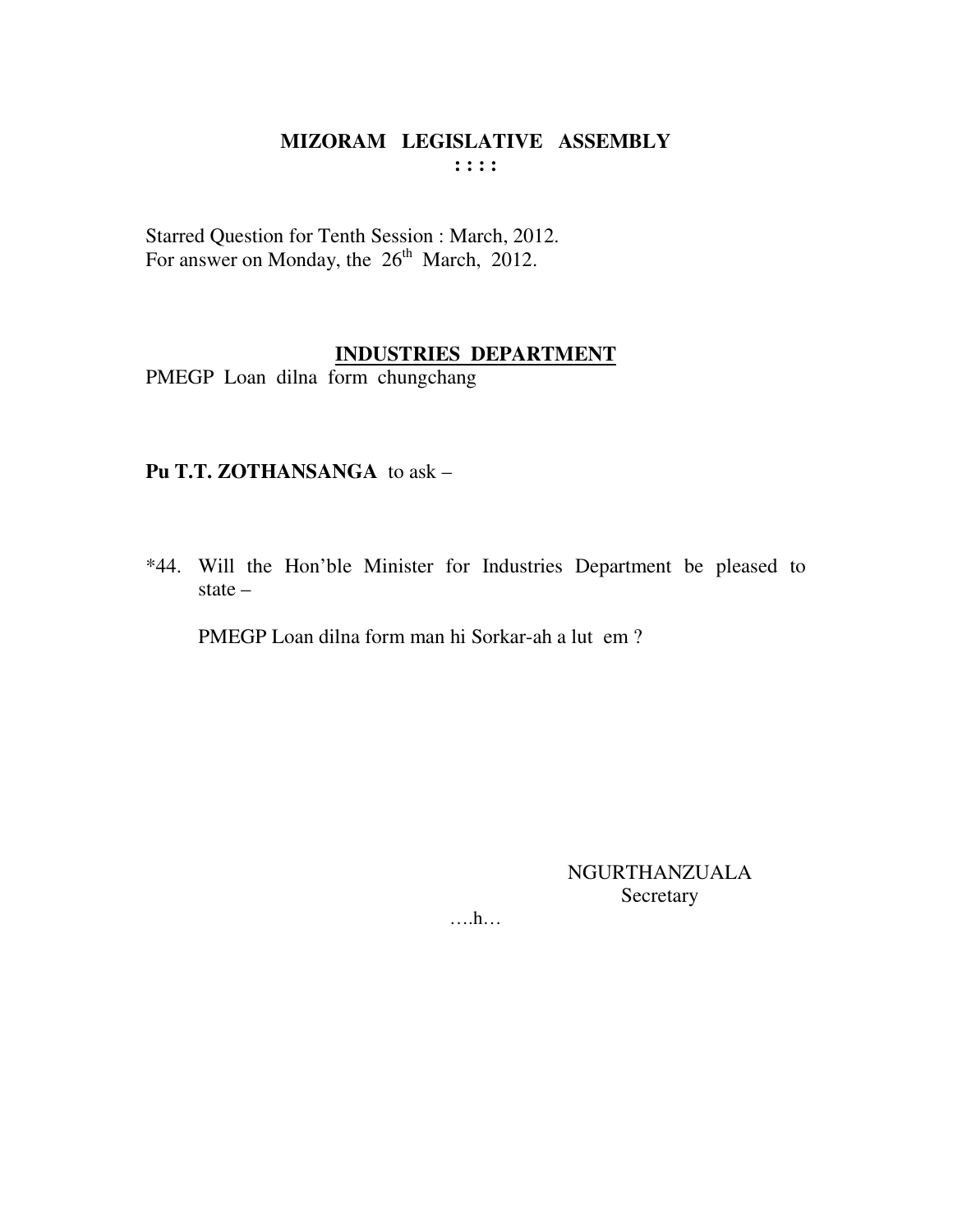# MIZORAM LEGISLATIVE ASSEMBLY

**: : : :**

Starred Question for Tenth Session : March, 2012.
For answer on Monday, the 26th March, 2012.

## INDUSTRIES DEPARTMENT

PMEGP Loan dilna form chungchang

**Pu T.T. ZOTHANSANGA** to ask –

*44. Will the Hon'ble Minister for Industries Department be pleased to state –

PMEGP Loan dilna form man hi Sorkar-ah a lut em ?

NGURTHANZUALA
Secretary

….h…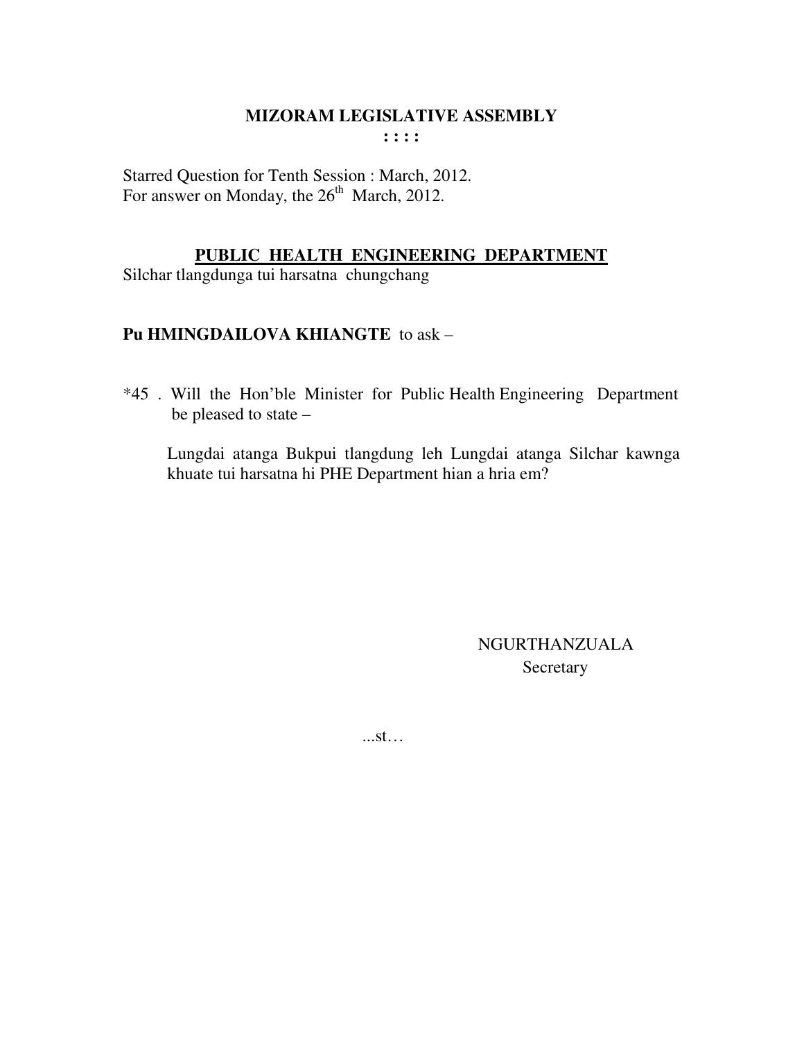# MIZORAM LEGISLATIVE ASSEMBLY

**: : : :**

Starred Question for Tenth Session : March, 2012.
For answer on Monday, the 26th March, 2012.

## PUBLIC HEALTH ENGINEERING DEPARTMENT

Silchar tlangdunga tui harsatna chungchang

**Pu HMINGDAILOVA KHIANGTE** to ask –

*45 . Will the Hon'ble Minister for Public Health Engineering Department be pleased to state –

Lungdai atanga Bukpui tlangdung leh Lungdai atanga Silchar kawnga khuate tui harsatna hi PHE Department hian a hria em?

NGURTHANZUALA
Secretary

...st…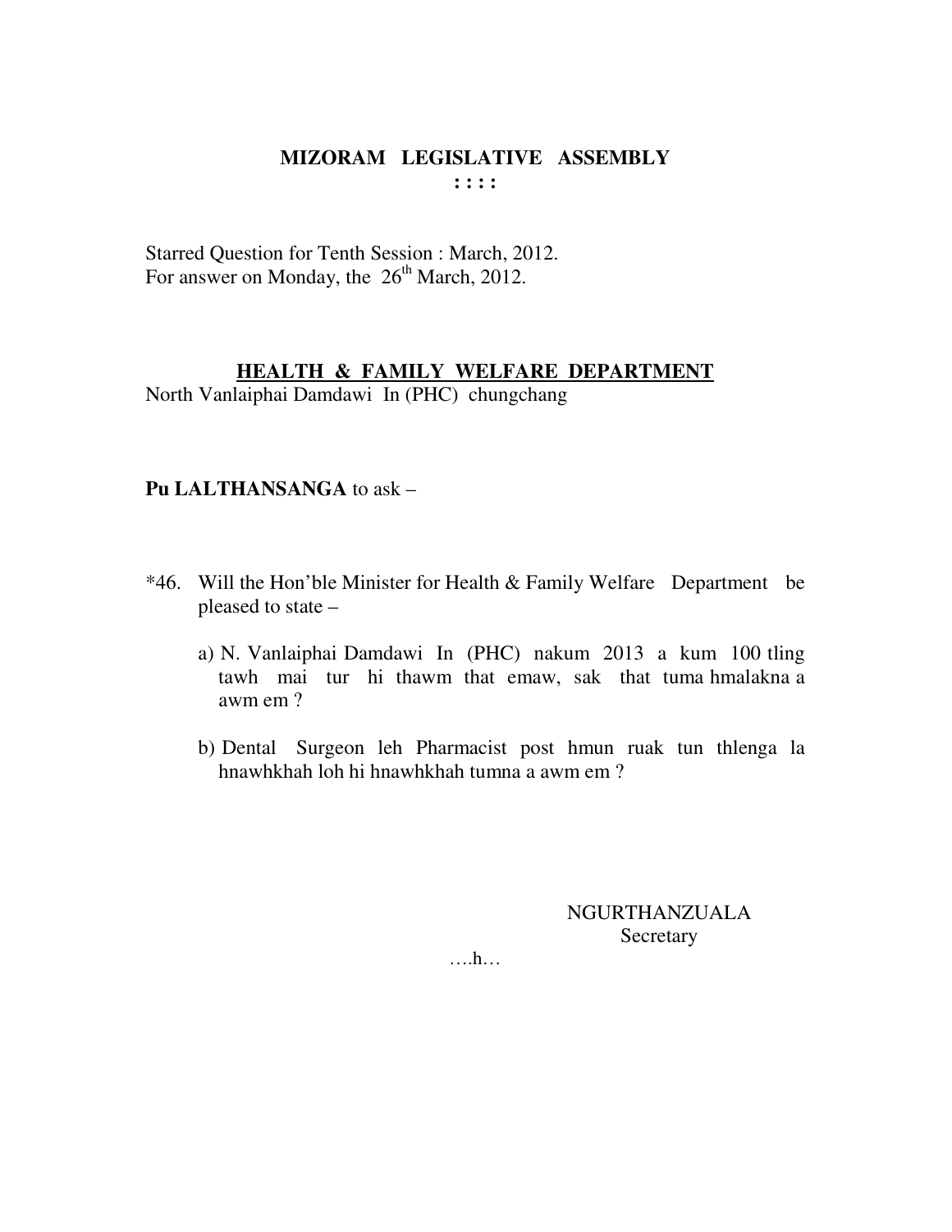# MIZORAM LEGISLATIVE ASSEMBLY

: : : :

Starred Question for Tenth Session : March, 2012.
For answer on Monday, the 26th March, 2012.

## HEALTH & FAMILY WELFARE DEPARTMENT

North Vanlaiphai Damdawi In (PHC) chungchang

**Pu LALTHANSANGA** to ask –

*46. Will the Hon'ble Minister for Health & Family Welfare Department be pleased to state –

a) N. Vanlaiphai Damdawi In (PHC) nakum 2013 a kum 100 tling tawh mai tur hi thawm that emaw, sak that tuma hmalakna a awm em ?

b) Dental Surgeon leh Pharmacist post hmun ruak tun thlenga la hnawhkhah loh hi hnawhkhah tumna a awm em ?

NGURTHANZUALA
Secretary

….h…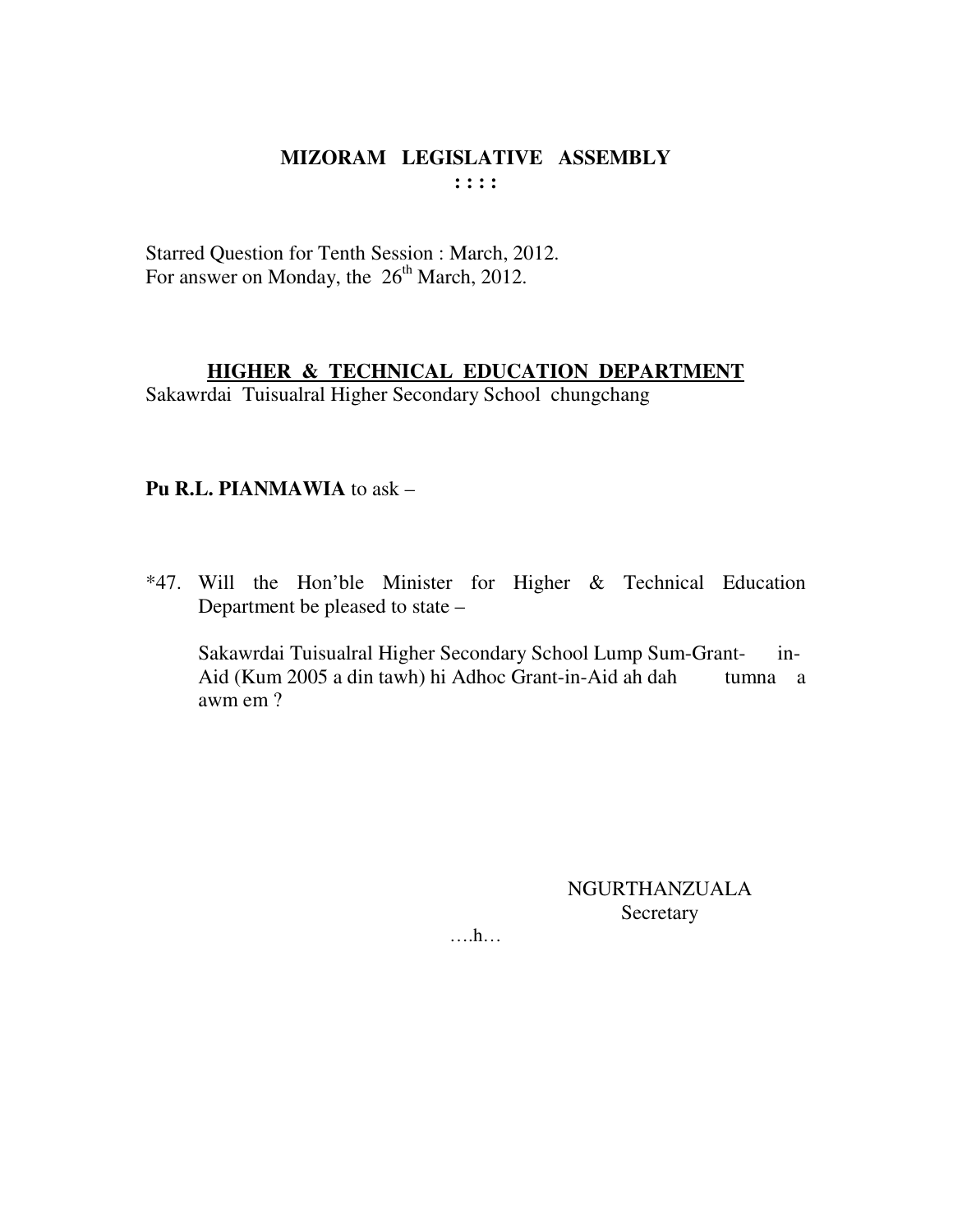# MIZORAM LEGISLATIVE ASSEMBLY

: : : :

Starred Question for Tenth Session : March, 2012.
For answer on Monday, the 26th March, 2012.

## HIGHER & TECHNICAL EDUCATION DEPARTMENT

Sakawrdai Tuisualral Higher Secondary School chungchang

**Pu R.L. PIANMAWIA** to ask –

*47. Will the Hon'ble Minister for Higher & Technical Education Department be pleased to state –

Sakawrdai Tuisualral Higher Secondary School Lump Sum-Grant-in-Aid (Kum 2005 a din tawh) hi Adhoc Grant-in-Aid ah dah tumna a awm em ?

NGURTHANZUALA
Secretary

….h…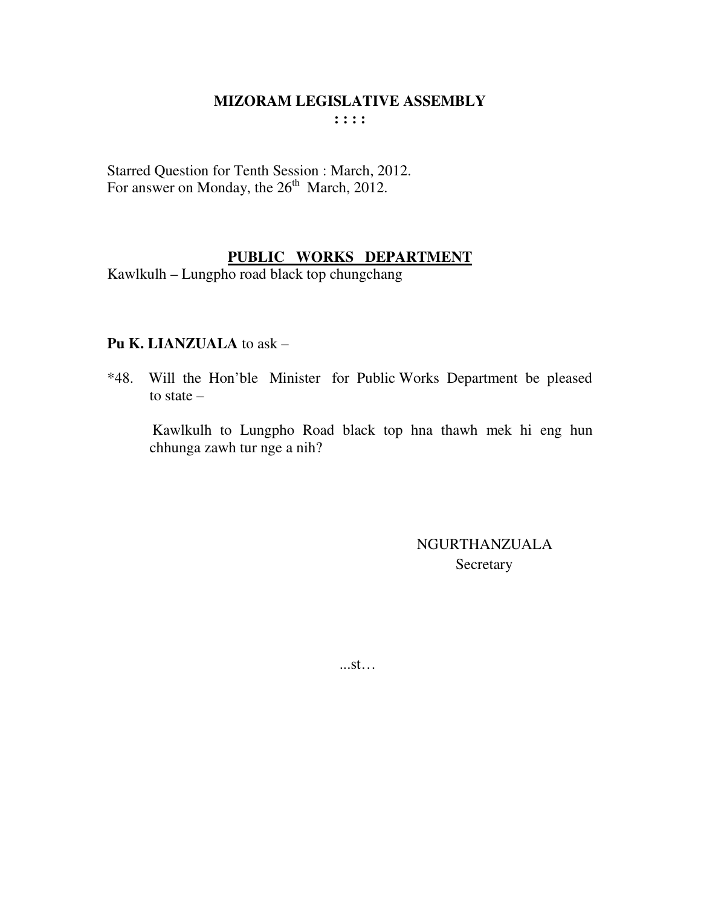# MIZORAM LEGISLATIVE ASSEMBLY

**: : : :**

Starred Question for Tenth Session : March, 2012.
For answer on Monday, the 26th March, 2012.

## PUBLIC WORKS DEPARTMENT

Kawlkulh – Lungpho road black top chungchang

**Pu K. LIANZUALA** to ask –

*48. Will the Hon'ble Minister for Public Works Department be pleased to state –

Kawlkulh to Lungpho Road black top hna thawh mek hi eng hun chhunga zawh tur nge a nih?

NGURTHANZUALA
Secretary

...st…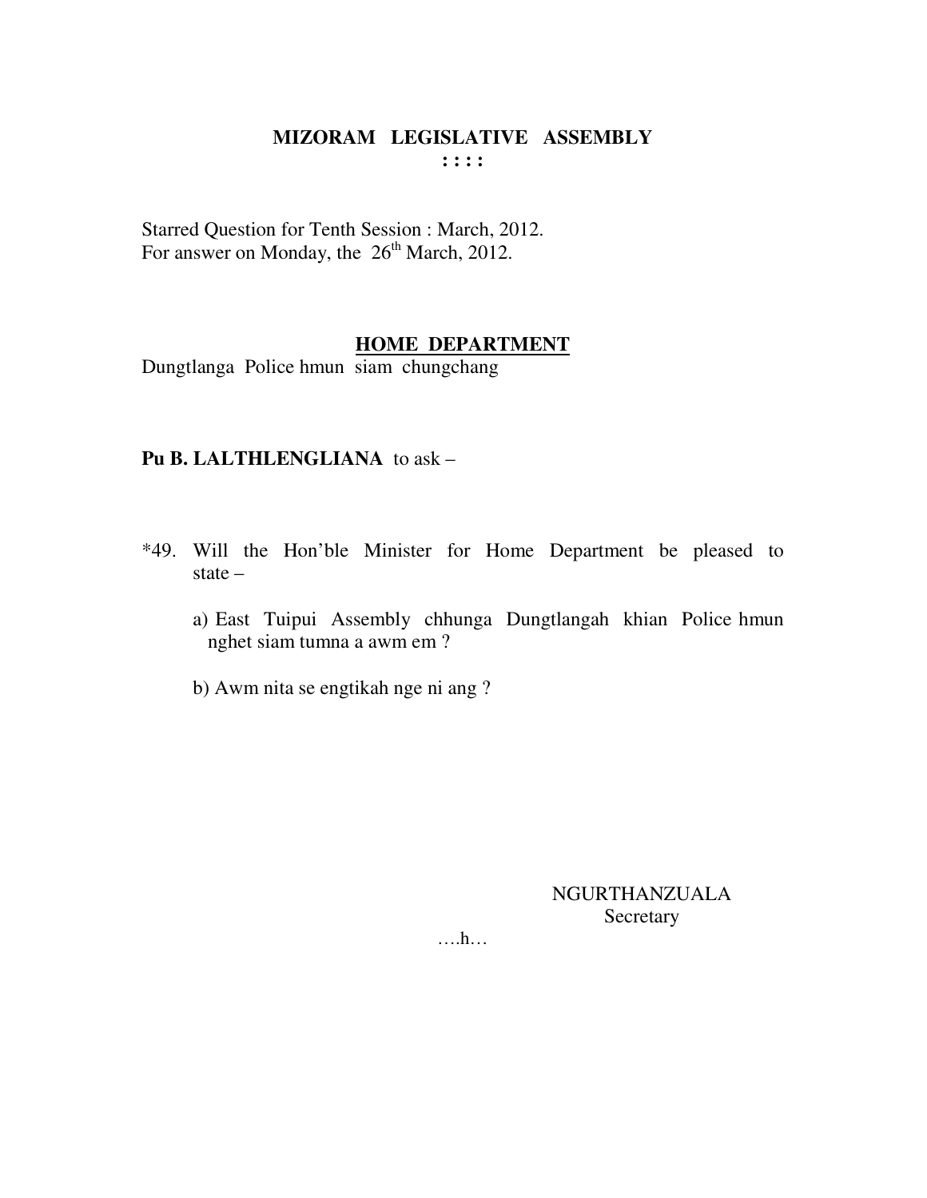# MIZORAM LEGISLATIVE ASSEMBLY

**: : : :**

Starred Question for Tenth Session : March, 2012.
For answer on Monday, the 26th March, 2012.

## HOME DEPARTMENT

Dungtlanga Police hmun siam chungchang

**Pu B. LALTHLENGLIANA** to ask –

*49. Will the Hon'ble Minister for Home Department be pleased to state –

a) East Tuipui Assembly chhunga Dungtlangah khian Police hmun nghet siam tumna a awm em ?

b) Awm nita se engtikah nge ni ang ?

NGURTHANZUALA
Secretary

….h…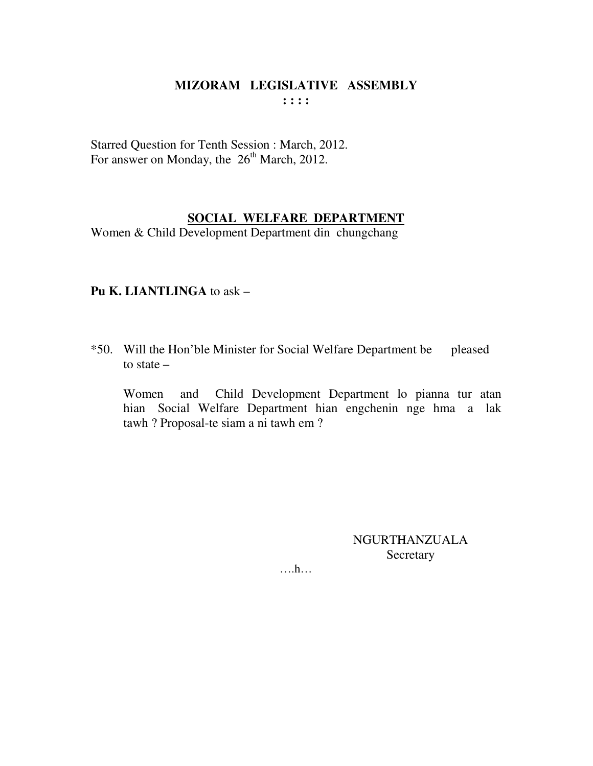# MIZORAM LEGISLATIVE ASSEMBLY

**: : : :**

Starred Question for Tenth Session : March, 2012.
For answer on Monday, the 26th March, 2012.

## SOCIAL WELFARE DEPARTMENT

Women & Child Development Department din chungchang

**Pu K. LIANTLINGA** to ask –

*50. Will the Hon'ble Minister for Social Welfare Department be pleased to state –

Women and Child Development Department lo pianna tur atan hian Social Welfare Department hian engchenin nge hma a lak tawh ? Proposal-te siam a ni tawh em ?

NGURTHANZUALA
Secretary

….h…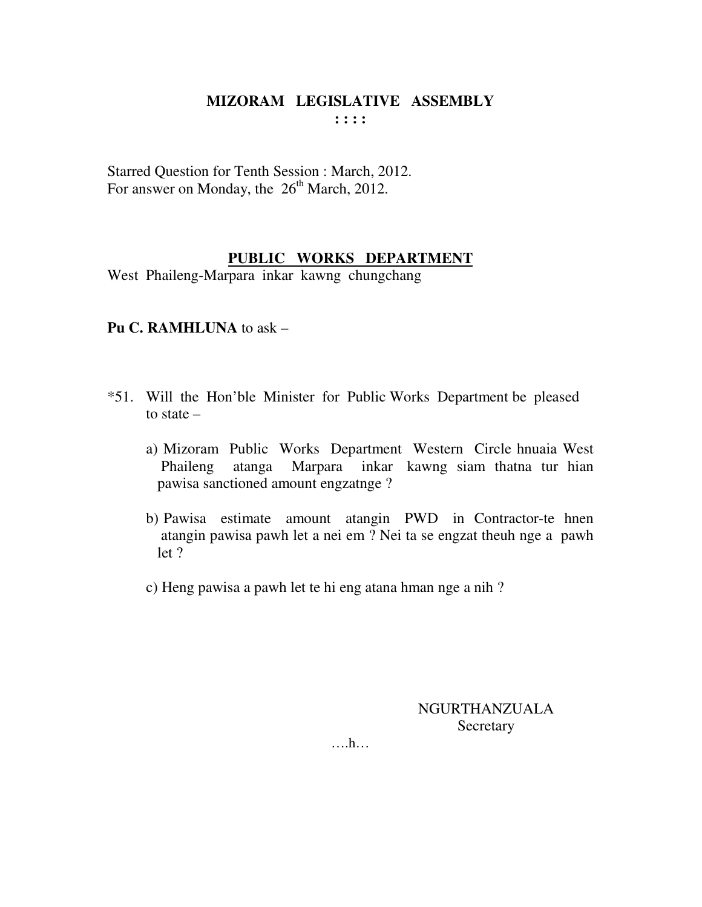# MIZORAM LEGISLATIVE ASSEMBLY

: : : :

Starred Question for Tenth Session : March, 2012.
For answer on Monday, the 26th March, 2012.

## PUBLIC WORKS DEPARTMENT

West Phaileng-Marpara inkar kawng chungchang

**Pu C. RAMHLUNA** to ask –

*51. Will the Hon'ble Minister for Public Works Department be pleased to state –

a) Mizoram Public Works Department Western Circle hnuaia West Phaileng atanga Marpara inkar kawng siam thatna tur hian pawisa sanctioned amount engzatnge ?

b) Pawisa estimate amount atangin PWD in Contractor-te hnen atangin pawisa pawh let a nei em ? Nei ta se engzat theuh nge a pawh let ?

c) Heng pawisa a pawh let te hi eng atana hman nge a nih ?

NGURTHANZUALA
Secretary

….h…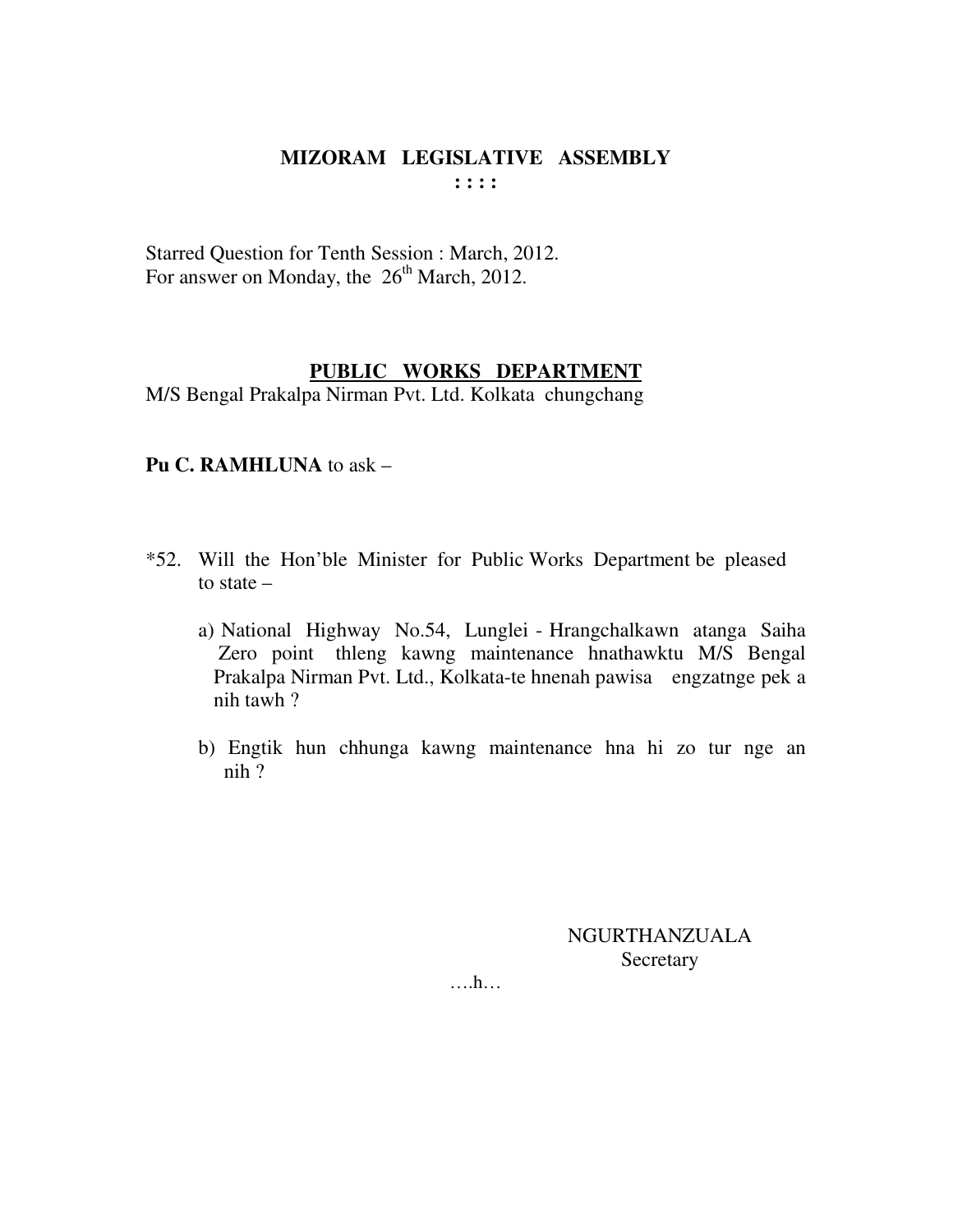# MIZORAM LEGISLATIVE ASSEMBLY

: : : :

Starred Question for Tenth Session : March, 2012.
For answer on Monday, the 26th March, 2012.

## PUBLIC WORKS DEPARTMENT

M/S Bengal Prakalpa Nirman Pvt. Ltd. Kolkata chungchang

**Pu C. RAMHLUNA** to ask –

*52. Will the Hon'ble Minister for Public Works Department be pleased to state –

a) National Highway No.54, Lunglei - Hrangchalkawn atanga Saiha Zero point thleng kawng maintenance hnathawktu M/S Bengal Prakalpa Nirman Pvt. Ltd., Kolkata-te hnenah pawisa engzatnge pek a nih tawh ?

b) Engtik hun chhunga kawng maintenance hna hi zo tur nge an nih ?

NGURTHANZUALA
Secretary

….h…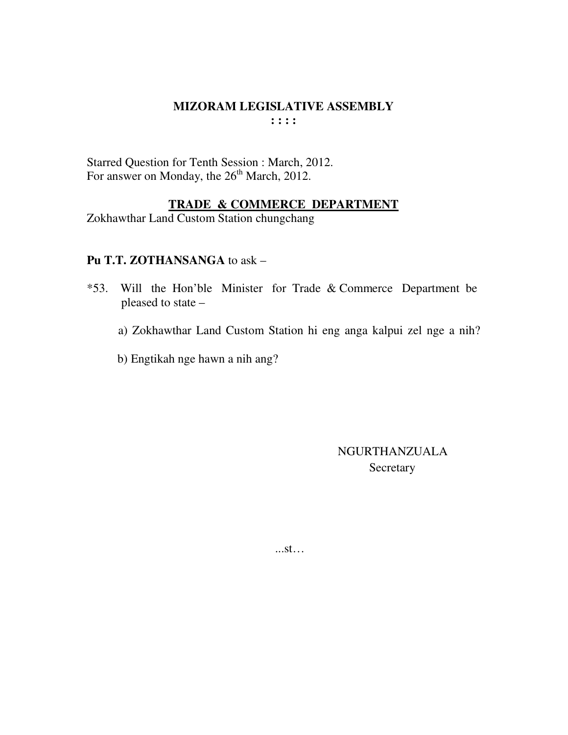**MIZORAM LEGISLATIVE ASSEMBLY**
**: : : :**

Starred Question for Tenth Session : March, 2012.
For answer on Monday, the 26th March, 2012.

**TRADE & COMMERCE DEPARTMENT**
Zokhawthar Land Custom Station chungchang

**Pu T.T. ZOTHANSANGA** to ask –

*53. Will the Hon'ble Minister for Trade & Commerce Department be pleased to state –

a) Zokhawthar Land Custom Station hi eng anga kalpui zel nge a nih?

b) Engtikah nge hawn a nih ang?

NGURTHANZUALA
Secretary

...st…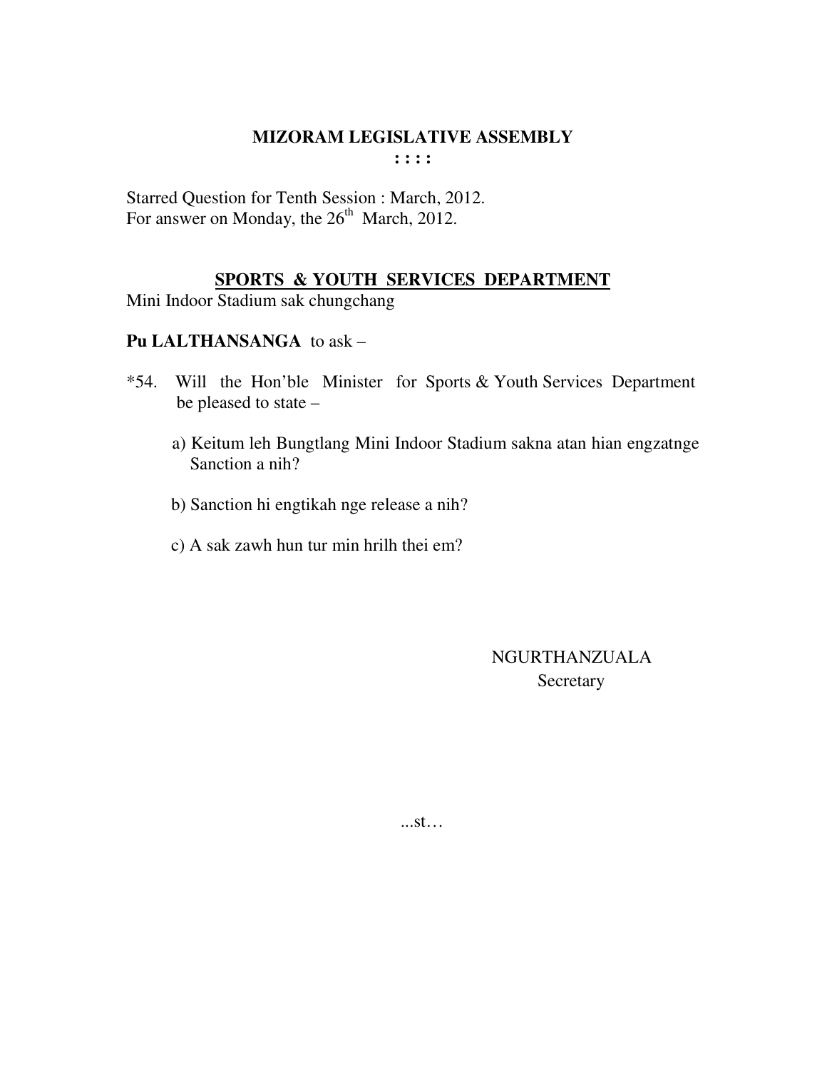# MIZORAM LEGISLATIVE ASSEMBLY

**: : : :**

Starred Question for Tenth Session : March, 2012.
For answer on Monday, the 26th March, 2012.

## SPORTS & YOUTH SERVICES DEPARTMENT

Mini Indoor Stadium sak chungchang

**Pu LALTHANSANGA** to ask –

*54. Will the Hon'ble Minister for Sports & Youth Services Department be pleased to state –

a) Keitum leh Bungtlang Mini Indoor Stadium sakna atan hian engzatnge Sanction a nih?

b) Sanction hi engtikah nge release a nih?

c) A sak zawh hun tur min hrilh thei em?

NGURTHANZUALA
Secretary

...st…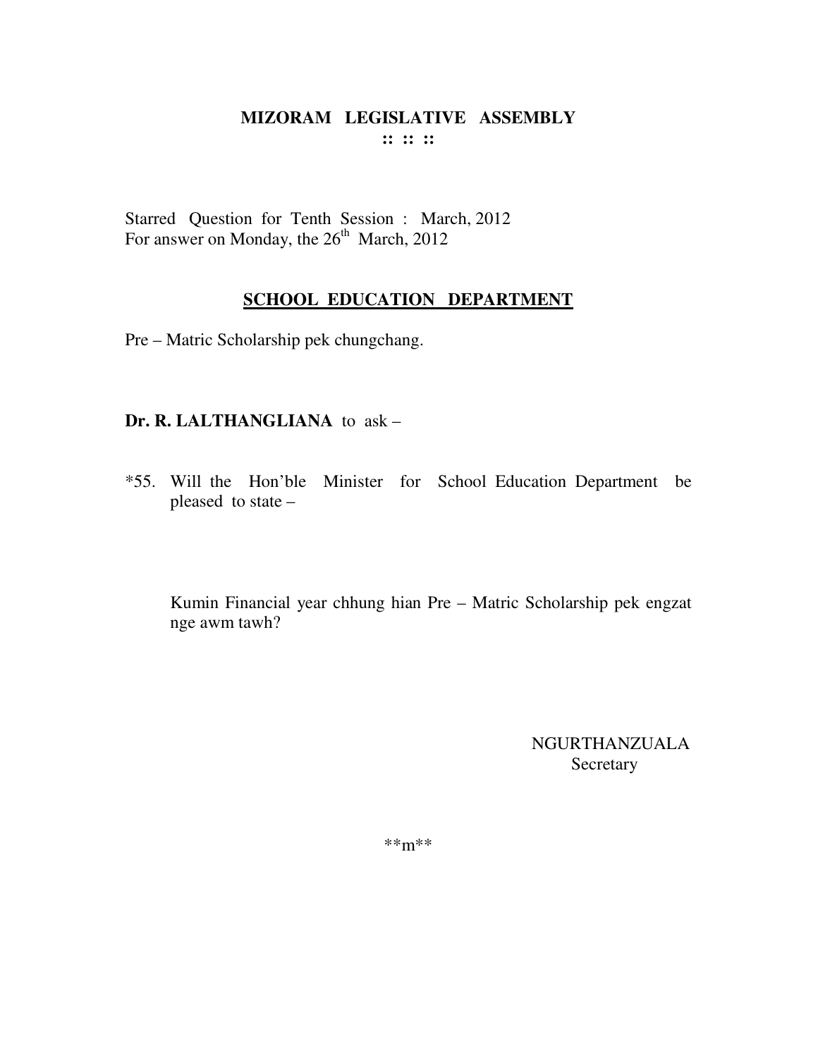# MIZORAM LEGISLATIVE ASSEMBLY

**:: :: ::**

Starred Question for Tenth Session : March, 2012
For answer on Monday, the 26th March, 2012

## SCHOOL EDUCATION DEPARTMENT

Pre – Matric Scholarship pek chungchang.

**Dr. R. LALTHANGLIANA** to ask –

*55. Will the Hon'ble Minister for School Education Department be pleased to state –

Kumin Financial year chhung hian Pre – Matric Scholarship pek engzat nge awm tawh?

NGURTHANZUALA
Secretary

**m**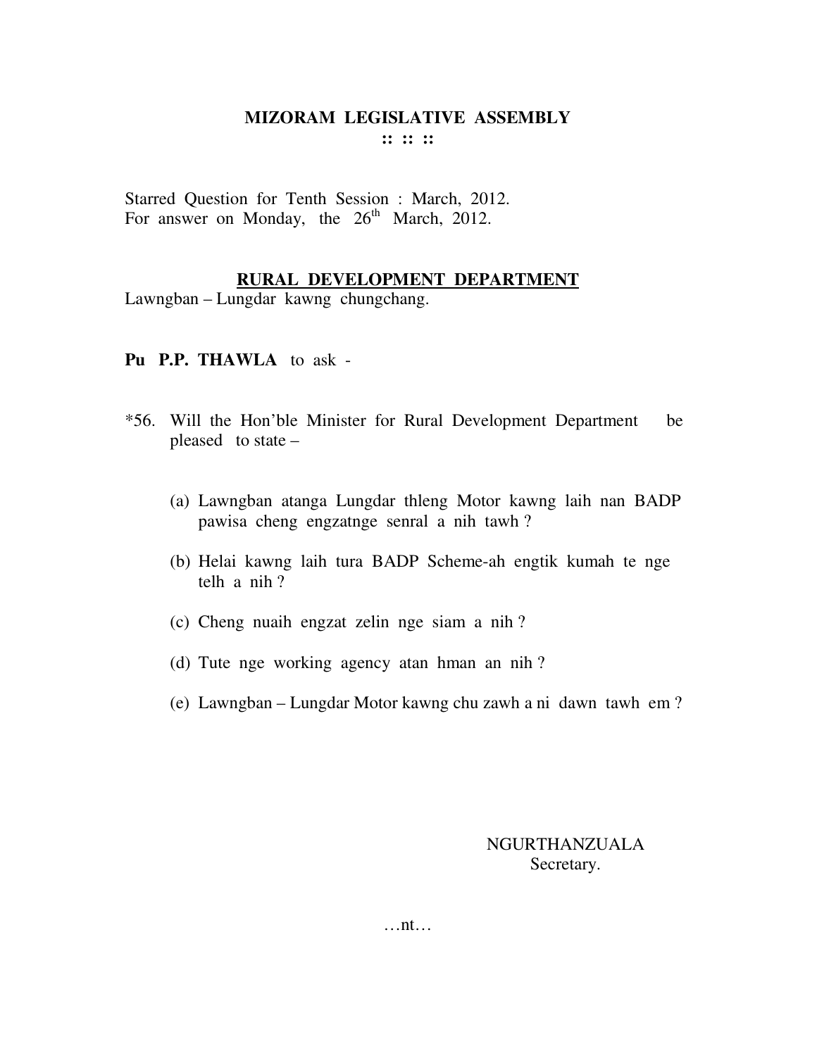# MIZORAM LEGISLATIVE ASSEMBLY

:: :: ::

Starred Question for Tenth Session : March, 2012.
For answer on Monday, the 26th March, 2012.

## RURAL DEVELOPMENT DEPARTMENT

Lawngban – Lungdar kawng chungchang.

**Pu P.P. THAWLA** to ask -

*56. Will the Hon'ble Minister for Rural Development Department be pleased to state –

(a) Lawngban atanga Lungdar thleng Motor kawng laih nan BADP pawisa cheng engzatnge senral a nih tawh ?

(b) Helai kawng laih tura BADP Scheme-ah engtik kumah te nge telh a nih ?

(c) Cheng nuaih engzat zelin nge siam a nih ?

(d) Tute nge working agency atan hman an nih ?

(e) Lawngban – Lungdar Motor kawng chu zawh a ni dawn tawh em ?

NGURTHANZUALA
Secretary.

…nt…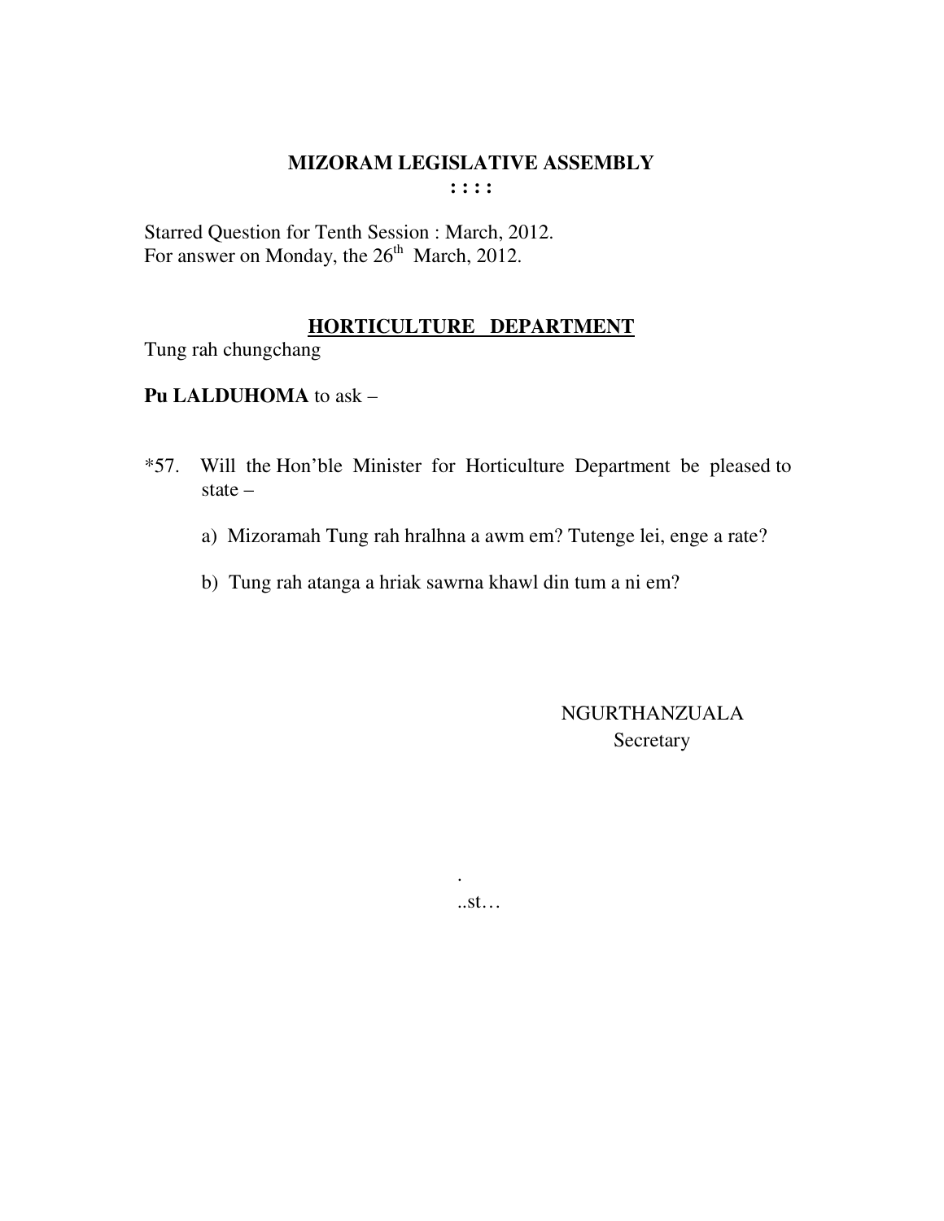**MIZORAM LEGISLATIVE ASSEMBLY**

**: : : :**

Starred Question for Tenth Session : March, 2012.
For answer on Monday, the 26th March, 2012.

**HORTICULTURE DEPARTMENT**

Tung rah chungchang

**Pu LALDUHOMA** to ask –

*57. Will the Hon'ble Minister for Horticulture Department be pleased to state –

a) Mizoramah Tung rah hralhna a awm em? Tutenge lei, enge a rate?

b) Tung rah atanga a hriak sawrna khawl din tum a ni em?

NGURTHANZUALA
Secretary

.
..st…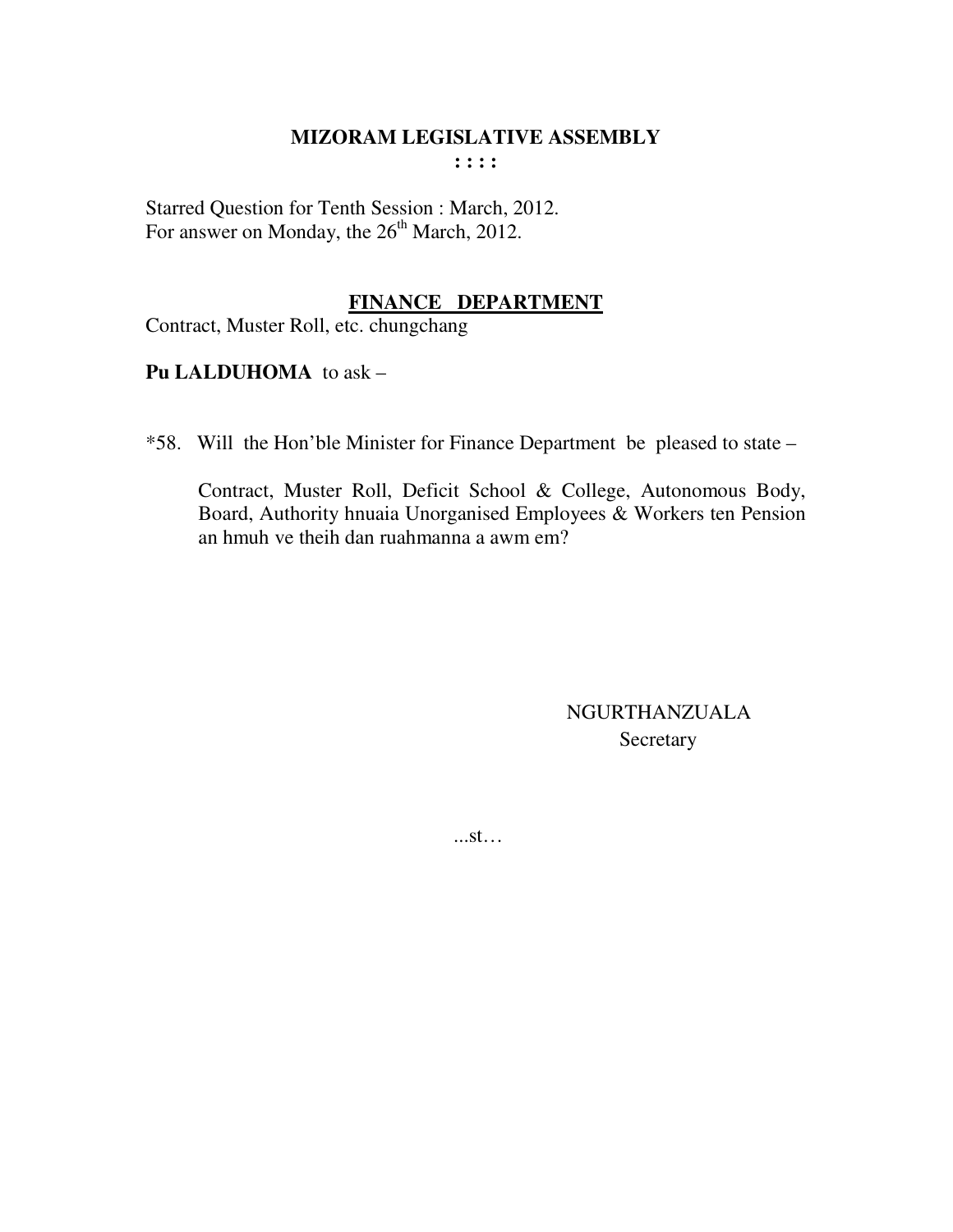# MIZORAM LEGISLATIVE ASSEMBLY

**: : : :**

Starred Question for Tenth Session : March, 2012.
For answer on Monday, the 26th March, 2012.

## FINANCE DEPARTMENT

Contract, Muster Roll, etc. chungchang

**Pu LALDUHOMA** to ask –

*58. Will the Hon'ble Minister for Finance Department be pleased to state –

Contract, Muster Roll, Deficit School & College, Autonomous Body, Board, Authority hnuaia Unorganised Employees & Workers ten Pension an hmuh ve theih dan ruahmanna a awm em?

NGURTHANZUALA
Secretary

...st…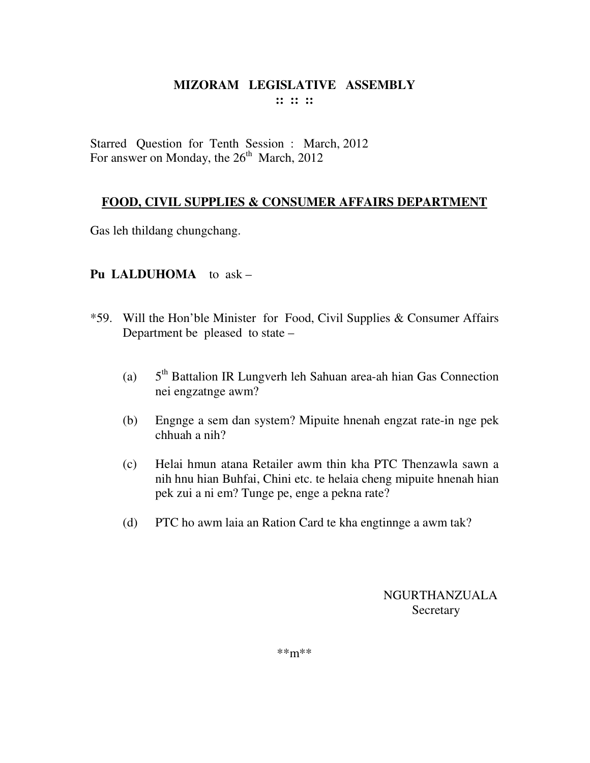# MIZORAM LEGISLATIVE ASSEMBLY

**:: :: ::**

Starred Question for Tenth Session : March, 2012
For answer on Monday, the 26th March, 2012

## FOOD, CIVIL SUPPLIES & CONSUMER AFFAIRS DEPARTMENT

Gas leh thildang chungchang.

**Pu LALDUHOMA** to ask –

*59. Will the Hon'ble Minister for Food, Civil Supplies & Consumer Affairs Department be pleased to state –

(a) 5th Battalion IR Lungverh leh Sahuan area-ah hian Gas Connection nei engzatnge awm?

(b) Engnge a sem dan system? Mipuite hnenah engzat rate-in nge pek chhuah a nih?

(c) Helai hmun atana Retailer awm thin kha PTC Thenzawla sawn a nih hnu hian Buhfai, Chini etc. te helaia cheng mipuite hnenah hian pek zui a ni em? Tunge pe, enge a pekna rate?

(d) PTC ho awm laia an Ration Card te kha engtinnge a awm tak?

NGURTHANZUALA
Secretary

**m**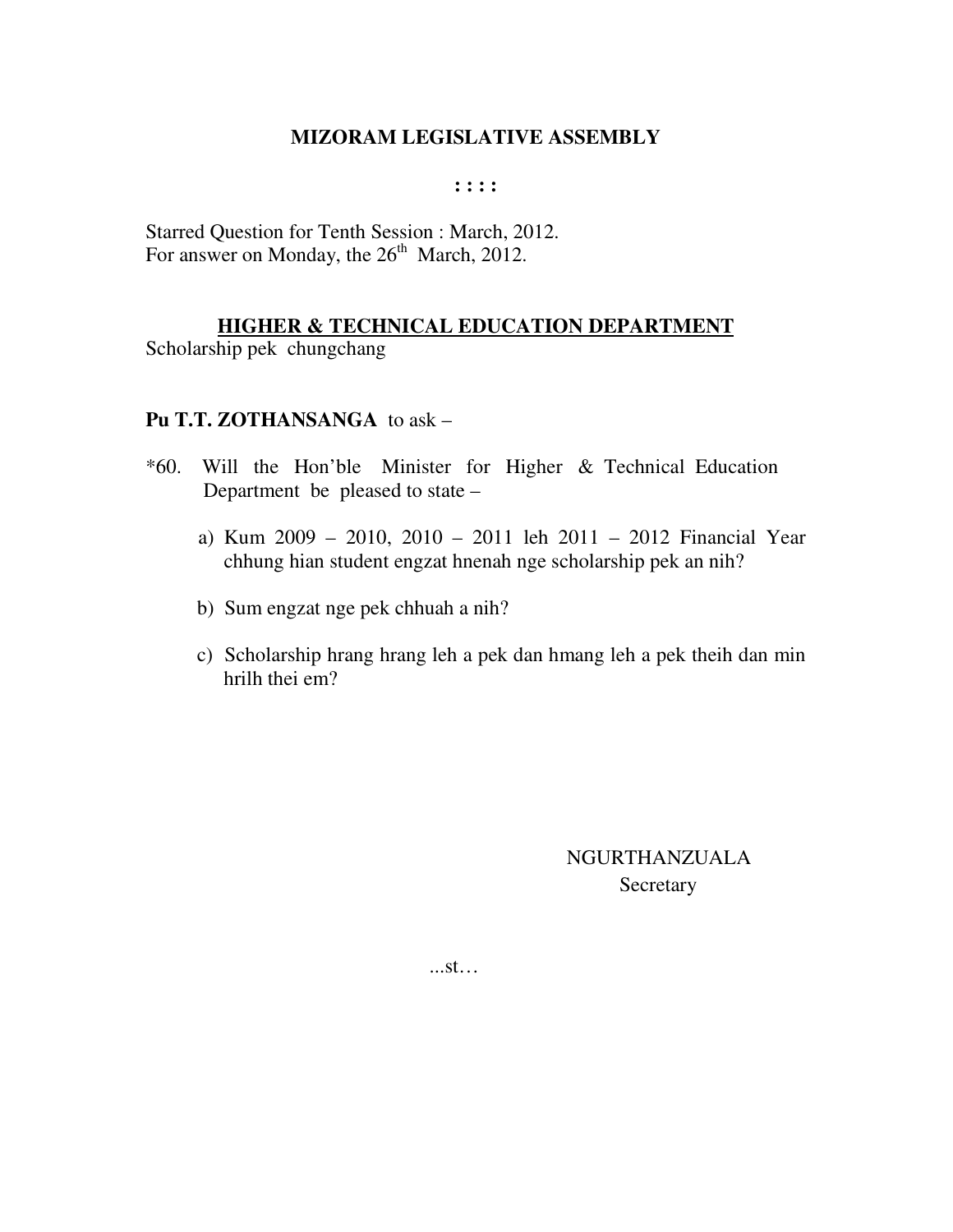# MIZORAM LEGISLATIVE ASSEMBLY

**: : : :**

Starred Question for Tenth Session : March, 2012.
For answer on Monday, the 26th March, 2012.

## HIGHER & TECHNICAL EDUCATION DEPARTMENT

Scholarship pek chungchang

**Pu T.T. ZOTHANSANGA** to ask –

*60. Will the Hon'ble Minister for Higher & Technical Education Department be pleased to state –

a) Kum 2009 – 2010, 2010 – 2011 leh 2011 – 2012 Financial Year chhung hian student engzat hnenah nge scholarship pek an nih?

b) Sum engzat nge pek chhuah a nih?

c) Scholarship hrang hrang leh a pek dan hmang leh a pek theih dan min hrilh thei em?

NGURTHANZUALA
Secretary

...st…